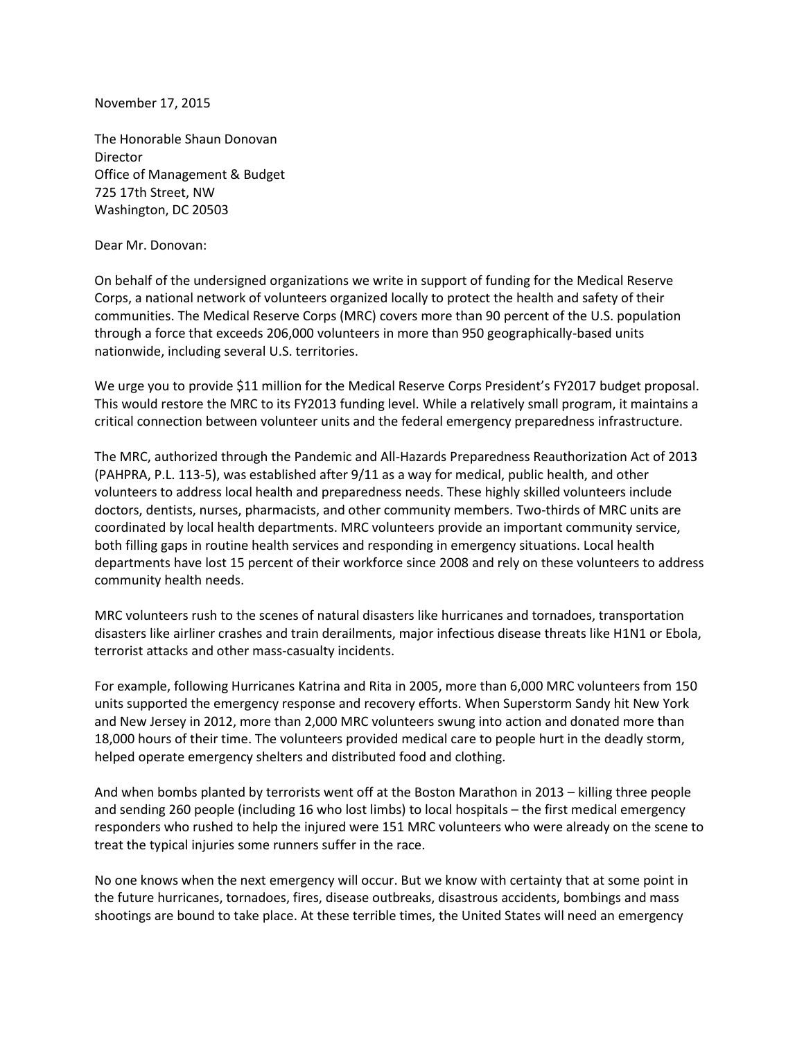November 17, 2015

The Honorable Shaun Donovan
Director
Office of Management & Budget
725 17th Street, NW
Washington, DC 20503

Dear Mr. Donovan:

On behalf of the undersigned organizations we write in support of funding for the Medical Reserve Corps, a national network of volunteers organized locally to protect the health and safety of their communities. The Medical Reserve Corps (MRC) covers more than 90 percent of the U.S. population through a force that exceeds 206,000 volunteers in more than 950 geographically-based units nationwide, including several U.S. territories.

We urge you to provide $11 million for the Medical Reserve Corps President's FY2017 budget proposal. This would restore the MRC to its FY2013 funding level. While a relatively small program, it maintains a critical connection between volunteer units and the federal emergency preparedness infrastructure.

The MRC, authorized through the Pandemic and All-Hazards Preparedness Reauthorization Act of 2013 (PAHPRA, P.L. 113-5), was established after 9/11 as a way for medical, public health, and other volunteers to address local health and preparedness needs. These highly skilled volunteers include doctors, dentists, nurses, pharmacists, and other community members. Two-thirds of MRC units are coordinated by local health departments. MRC volunteers provide an important community service, both filling gaps in routine health services and responding in emergency situations. Local health departments have lost 15 percent of their workforce since 2008 and rely on these volunteers to address community health needs.

MRC volunteers rush to the scenes of natural disasters like hurricanes and tornadoes, transportation disasters like airliner crashes and train derailments, major infectious disease threats like H1N1 or Ebola, terrorist attacks and other mass-casualty incidents.

For example, following Hurricanes Katrina and Rita in 2005, more than 6,000 MRC volunteers from 150 units supported the emergency response and recovery efforts. When Superstorm Sandy hit New York and New Jersey in 2012, more than 2,000 MRC volunteers swung into action and donated more than 18,000 hours of their time. The volunteers provided medical care to people hurt in the deadly storm, helped operate emergency shelters and distributed food and clothing.

And when bombs planted by terrorists went off at the Boston Marathon in 2013 – killing three people and sending 260 people (including 16 who lost limbs) to local hospitals – the first medical emergency responders who rushed to help the injured were 151 MRC volunteers who were already on the scene to treat the typical injuries some runners suffer in the race.

No one knows when the next emergency will occur. But we know with certainty that at some point in the future hurricanes, tornadoes, fires, disease outbreaks, disastrous accidents, bombings and mass shootings are bound to take place. At these terrible times, the United States will need an emergency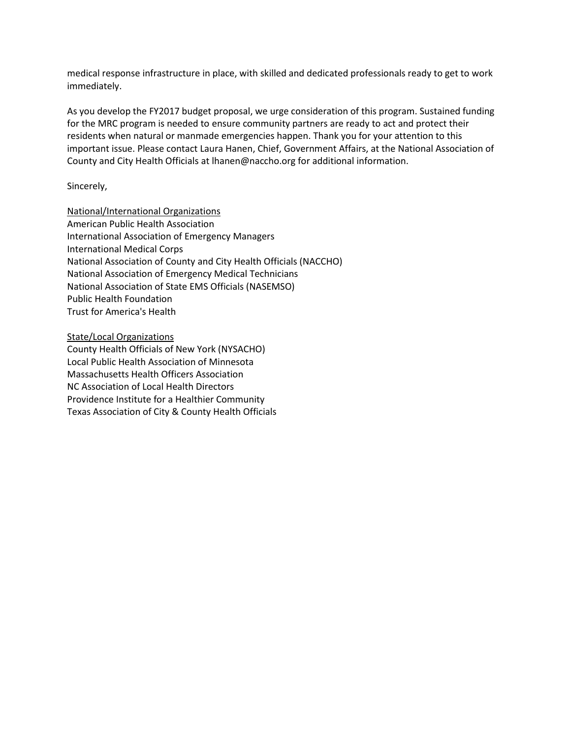medical response infrastructure in place, with skilled and dedicated professionals ready to get to work immediately.

As you develop the FY2017 budget proposal, we urge consideration of this program. Sustained funding for the MRC program is needed to ensure community partners are ready to act and protect their residents when natural or manmade emergencies happen. Thank you for your attention to this important issue. Please contact Laura Hanen, Chief, Government Affairs, at the National Association of County and City Health Officials at lhanen@naccho.org for additional information.

Sincerely,

<u>National/International Organizations</u>
American Public Health Association
International Association of Emergency Managers
International Medical Corps
National Association of County and City Health Officials (NACCHO)
National Association of Emergency Medical Technicians
National Association of State EMS Officials (NASEMSO)
Public Health Foundation
Trust for America's Health

<u>State/Local Organizations</u>
County Health Officials of New York (NYSACHO)
Local Public Health Association of Minnesota
Massachusetts Health Officers Association
NC Association of Local Health Directors
Providence Institute for a Healthier Community
Texas Association of City & County Health Officials